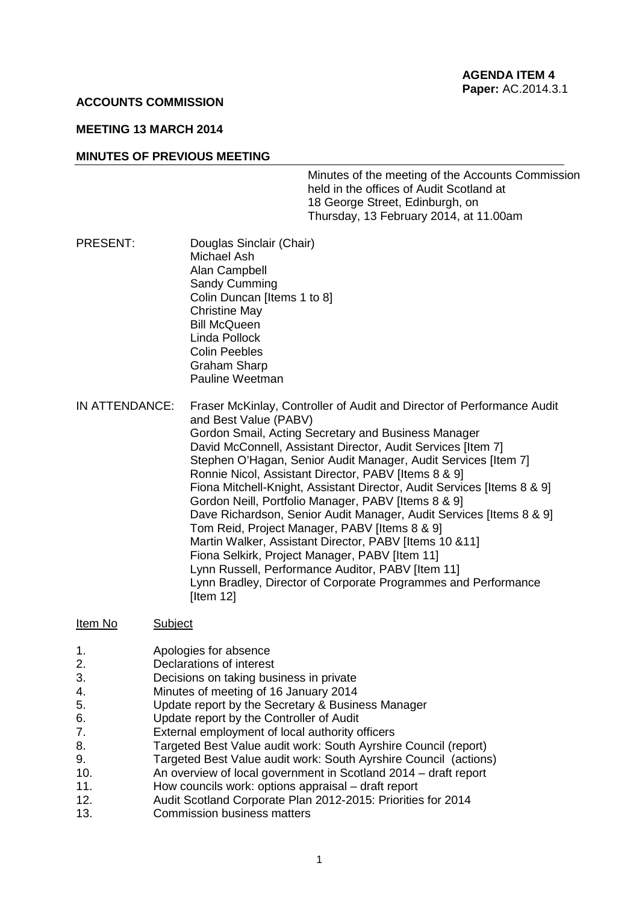**AGENDA ITEM 4**
**Paper:** AC.2014.3.1

**ACCOUNTS COMMISSION**

**MEETING 13 MARCH 2014**

**MINUTES OF PREVIOUS MEETING**

Minutes of the meeting of the Accounts Commission held in the offices of Audit Scotland at 18 George Street, Edinburgh, on Thursday, 13 February 2014, at 11.00am

PRESENT:

Douglas Sinclair (Chair)
Michael Ash
Alan Campbell
Sandy Cumming
Colin Duncan [Items 1 to 8]
Christine May
Bill McQueen
Linda Pollock
Colin Peebles
Graham Sharp
Pauline Weetman

IN ATTENDANCE:

Fraser McKinlay, Controller of Audit and Director of Performance Audit and Best Value (PABV)
Gordon Smail, Acting Secretary and Business Manager
David McConnell, Assistant Director, Audit Services [Item 7]
Stephen O'Hagan, Senior Audit Manager, Audit Services [Item 7]
Ronnie Nicol, Assistant Director, PABV [Items 8 & 9]
Fiona Mitchell-Knight, Assistant Director, Audit Services [Items 8 & 9]
Gordon Neill, Portfolio Manager, PABV [Items 8 & 9]
Dave Richardson, Senior Audit Manager, Audit Services [Items 8 & 9]
Tom Reid, Project Manager, PABV [Items 8 & 9]
Martin Walker, Assistant Director, PABV [Items 10 &11]
Fiona Selkirk, Project Manager, PABV [Item 11]
Lynn Russell, Performance Auditor, PABV [Item 11]
Lynn Bradley, Director of Corporate Programmes and Performance [Item 12]

| Item No | Subject |
|---|---|
| 1. | Apologies for absence |
| 2. | Declarations of interest |
| 3. | Decisions on taking business in private |
| 4. | Minutes of meeting of 16 January 2014 |
| 5. | Update report by the Secretary & Business Manager |
| 6. | Update report by the Controller of Audit |
| 7. | External employment of local authority officers |
| 8. | Targeted Best Value audit work: South Ayrshire Council (report) |
| 9. | Targeted Best Value audit work: South Ayrshire Council (actions) |
| 10. | An overview of local government in Scotland 2014 – draft report |
| 11. | How councils work: options appraisal – draft report |
| 12. | Audit Scotland Corporate Plan 2012-2015: Priorities for 2014 |
| 13. | Commission business matters |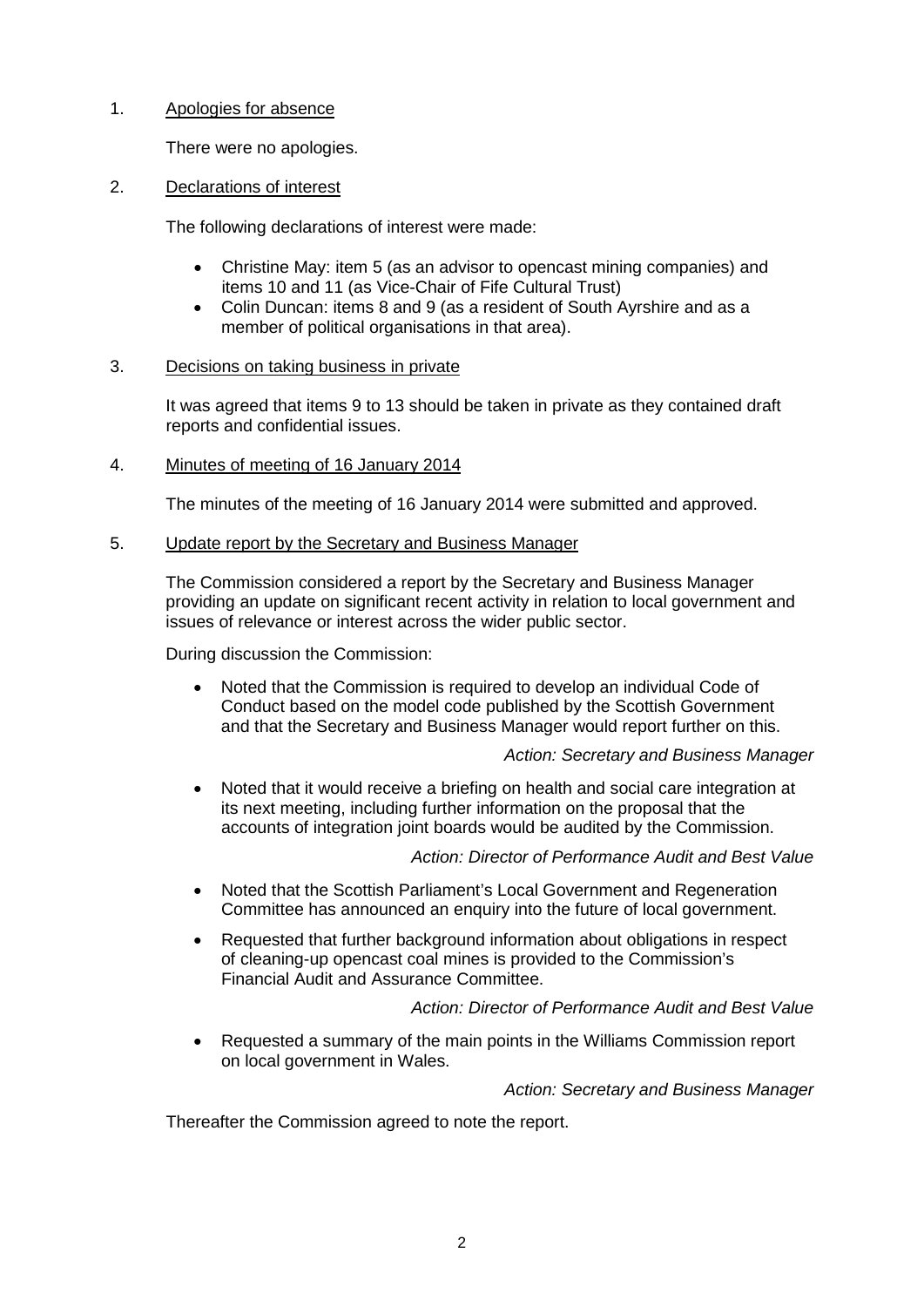1. Apologies for absence

   There were no apologies.

2. Declarations of interest

   The following declarations of interest were made:

   - Christine May: item 5 (as an advisor to opencast mining companies) and items 10 and 11 (as Vice-Chair of Fife Cultural Trust)
   - Colin Duncan: items 8 and 9 (as a resident of South Ayrshire and as a member of political organisations in that area).

3. Decisions on taking business in private

   It was agreed that items 9 to 13 should be taken in private as they contained draft reports and confidential issues.

4. Minutes of meeting of 16 January 2014

   The minutes of the meeting of 16 January 2014 were submitted and approved.

5. Update report by the Secretary and Business Manager

   The Commission considered a report by the Secretary and Business Manager providing an update on significant recent activity in relation to local government and issues of relevance or interest across the wider public sector.

   During discussion the Commission:

   - Noted that the Commission is required to develop an individual Code of Conduct based on the model code published by the Scottish Government and that the Secretary and Business Manager would report further on this.

     *Action: Secretary and Business Manager*

   - Noted that it would receive a briefing on health and social care integration at its next meeting, including further information on the proposal that the accounts of integration joint boards would be audited by the Commission.

     *Action: Director of Performance Audit and Best Value*

   - Noted that the Scottish Parliament's Local Government and Regeneration Committee has announced an enquiry into the future of local government.

   - Requested that further background information about obligations in respect of cleaning-up opencast coal mines is provided to the Commission's Financial Audit and Assurance Committee.

     *Action: Director of Performance Audit and Best Value*

   - Requested a summary of the main points in the Williams Commission report on local government in Wales.

     *Action: Secretary and Business Manager*

   Thereafter the Commission agreed to note the report.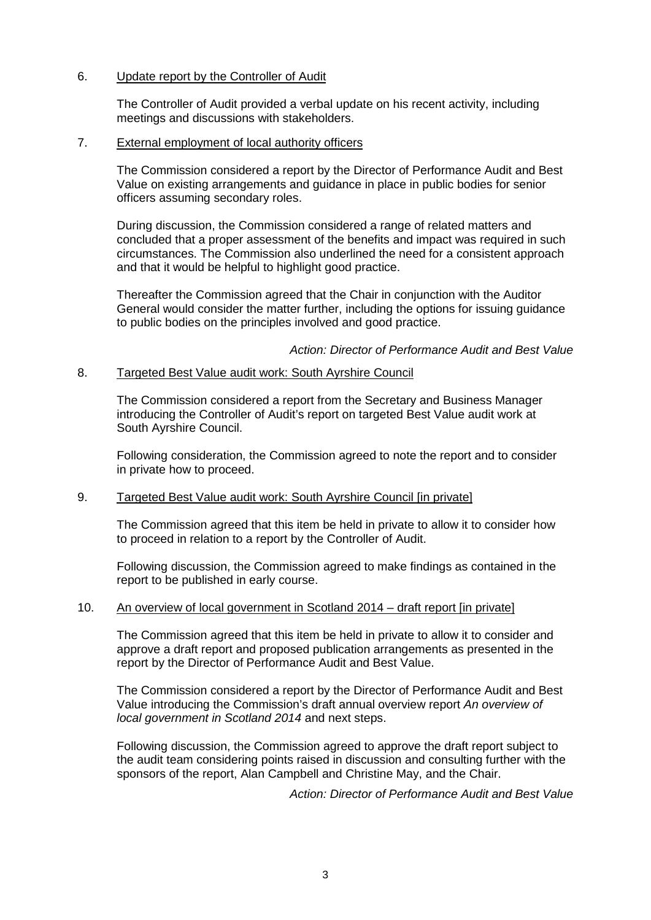6. Update report by the Controller of Audit

The Controller of Audit provided a verbal update on his recent activity, including meetings and discussions with stakeholders.

7. External employment of local authority officers

The Commission considered a report by the Director of Performance Audit and Best Value on existing arrangements and guidance in place in public bodies for senior officers assuming secondary roles.

During discussion, the Commission considered a range of related matters and concluded that a proper assessment of the benefits and impact was required in such circumstances. The Commission also underlined the need for a consistent approach and that it would be helpful to highlight good practice.

Thereafter the Commission agreed that the Chair in conjunction with the Auditor General would consider the matter further, including the options for issuing guidance to public bodies on the principles involved and good practice.

*Action: Director of Performance Audit and Best Value*

8. Targeted Best Value audit work: South Ayrshire Council

The Commission considered a report from the Secretary and Business Manager introducing the Controller of Audit's report on targeted Best Value audit work at South Ayrshire Council.

Following consideration, the Commission agreed to note the report and to consider in private how to proceed.

9. Targeted Best Value audit work: South Ayrshire Council [in private]

The Commission agreed that this item be held in private to allow it to consider how to proceed in relation to a report by the Controller of Audit.

Following discussion, the Commission agreed to make findings as contained in the report to be published in early course.

10. An overview of local government in Scotland 2014 – draft report [in private]

The Commission agreed that this item be held in private to allow it to consider and approve a draft report and proposed publication arrangements as presented in the report by the Director of Performance Audit and Best Value.

The Commission considered a report by the Director of Performance Audit and Best Value introducing the Commission's draft annual overview report *An overview of local government in Scotland 2014* and next steps.

Following discussion, the Commission agreed to approve the draft report subject to the audit team considering points raised in discussion and consulting further with the sponsors of the report, Alan Campbell and Christine May, and the Chair.

*Action: Director of Performance Audit and Best Value*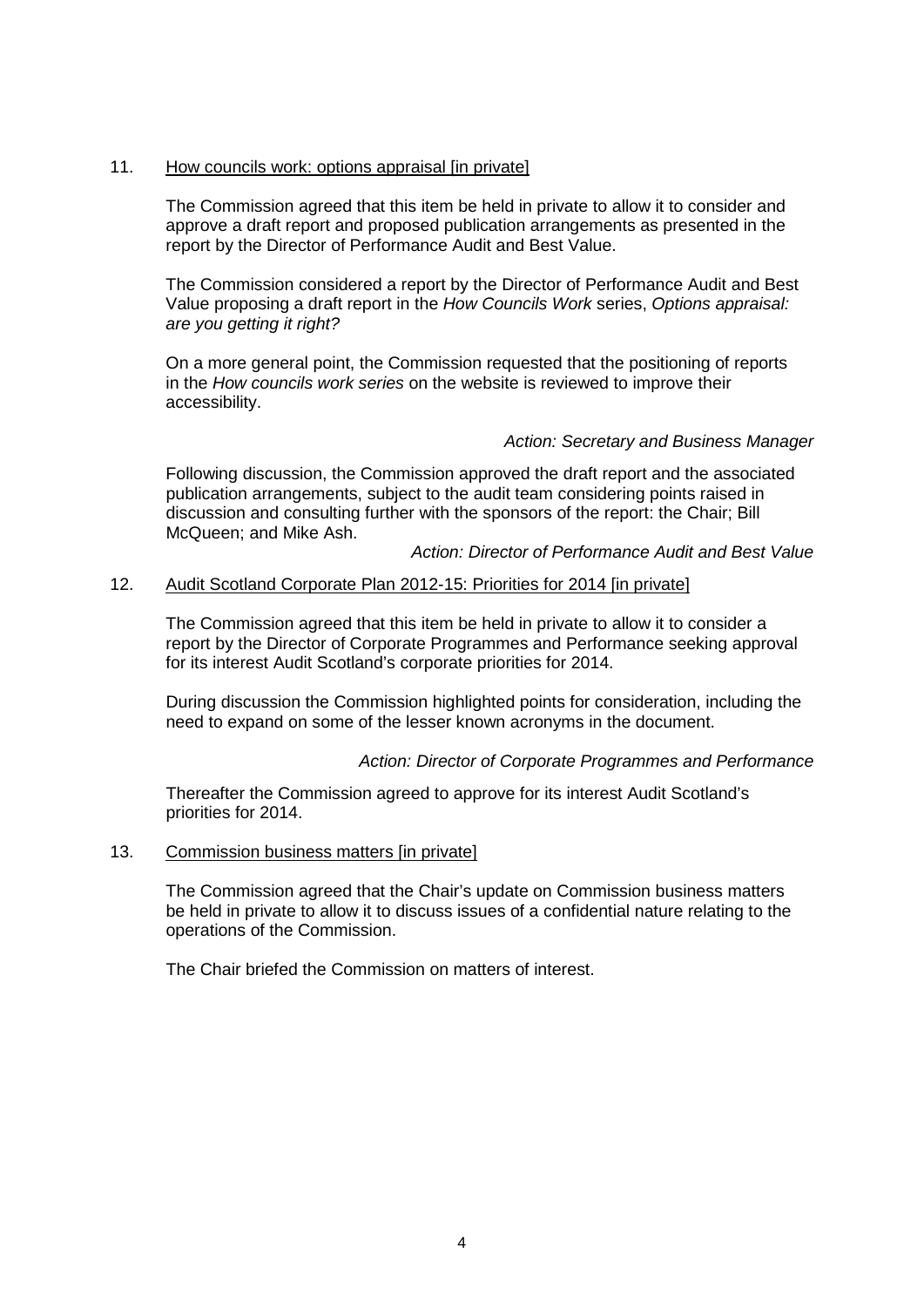11. <u>How councils work: options appraisal [in private]</u>

The Commission agreed that this item be held in private to allow it to consider and approve a draft report and proposed publication arrangements as presented in the report by the Director of Performance Audit and Best Value.

The Commission considered a report by the Director of Performance Audit and Best Value proposing a draft report in the *How Councils Work* series, *Options appraisal: are you getting it right?*

On a more general point, the Commission requested that the positioning of reports in the *How councils work series* on the website is reviewed to improve their accessibility.

*Action: Secretary and Business Manager*

Following discussion, the Commission approved the draft report and the associated publication arrangements, subject to the audit team considering points raised in discussion and consulting further with the sponsors of the report: the Chair; Bill McQueen; and Mike Ash.

*Action: Director of Performance Audit and Best Value*

12. <u>Audit Scotland Corporate Plan 2012-15: Priorities for 2014 [in private]</u>

The Commission agreed that this item be held in private to allow it to consider a report by the Director of Corporate Programmes and Performance seeking approval for its interest Audit Scotland's corporate priorities for 2014.

During discussion the Commission highlighted points for consideration, including the need to expand on some of the lesser known acronyms in the document.

*Action: Director of Corporate Programmes and Performance*

Thereafter the Commission agreed to approve for its interest Audit Scotland's priorities for 2014.

13. <u>Commission business matters [in private]</u>

The Commission agreed that the Chair's update on Commission business matters be held in private to allow it to discuss issues of a confidential nature relating to the operations of the Commission.

The Chair briefed the Commission on matters of interest.